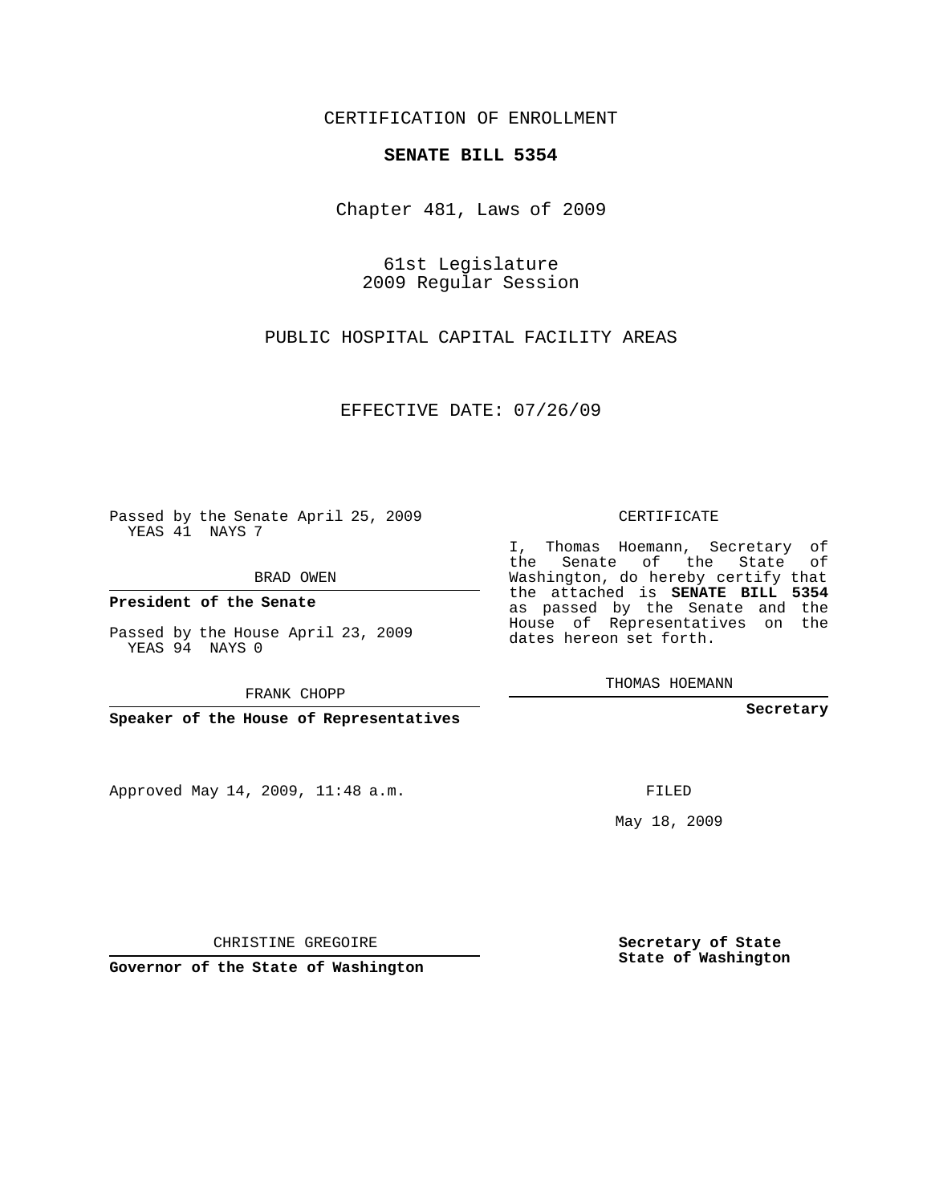CERTIFICATION OF ENROLLMENT

**SENATE BILL 5354**

Chapter 481, Laws of 2009

61st Legislature
2009 Regular Session

PUBLIC HOSPITAL CAPITAL FACILITY AREAS

EFFECTIVE DATE: 07/26/09

Passed by the Senate April 25, 2009
YEAS 41 NAYS 7

BRAD OWEN

**President of the Senate**

Passed by the House April 23, 2009
YEAS 94 NAYS 0

FRANK CHOPP

**Speaker of the House of Representatives**

CERTIFICATE

I, Thomas Hoemann, Secretary of the Senate of the State of Washington, do hereby certify that the attached is **SENATE BILL 5354** as passed by the Senate and the House of Representatives on the dates hereon set forth.

THOMAS HOEMANN

**Secretary**

Approved May 14, 2009, 11:48 a.m.

FILED

May 18, 2009

CHRISTINE GREGOIRE

**Governor of the State of Washington**

**Secretary of State**
**State of Washington**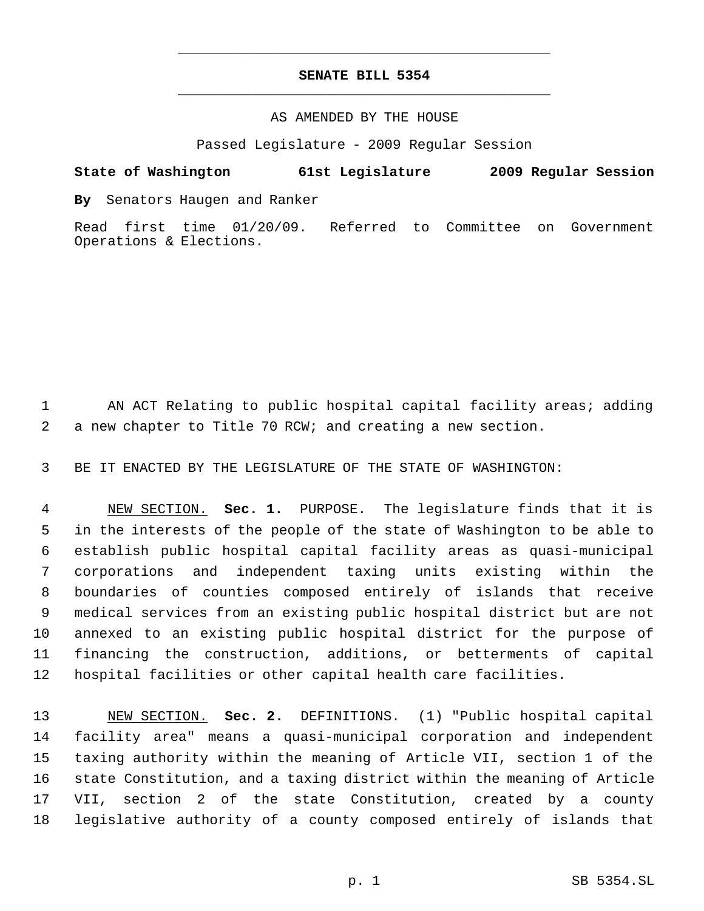# SENATE BILL 5354

AS AMENDED BY THE HOUSE

Passed Legislature - 2009 Regular Session

**State of Washington 61st Legislature 2009 Regular Session**

**By** Senators Haugen and Ranker

Read first time 01/20/09. Referred to Committee on Government Operations & Elections.

AN ACT Relating to public hospital capital facility areas; adding a new chapter to Title 70 RCW; and creating a new section.

BE IT ENACTED BY THE LEGISLATURE OF THE STATE OF WASHINGTON:

NEW SECTION. **Sec. 1.** PURPOSE. The legislature finds that it is in the interests of the people of the state of Washington to be able to establish public hospital capital facility areas as quasi-municipal corporations and independent taxing units existing within the boundaries of counties composed entirely of islands that receive medical services from an existing public hospital district but are not annexed to an existing public hospital district for the purpose of financing the construction, additions, or betterments of capital hospital facilities or other capital health care facilities.

NEW SECTION. **Sec. 2.** DEFINITIONS. (1) "Public hospital capital facility area" means a quasi-municipal corporation and independent taxing authority within the meaning of Article VII, section 1 of the state Constitution, and a taxing district within the meaning of Article VII, section 2 of the state Constitution, created by a county legislative authority of a county composed entirely of islands that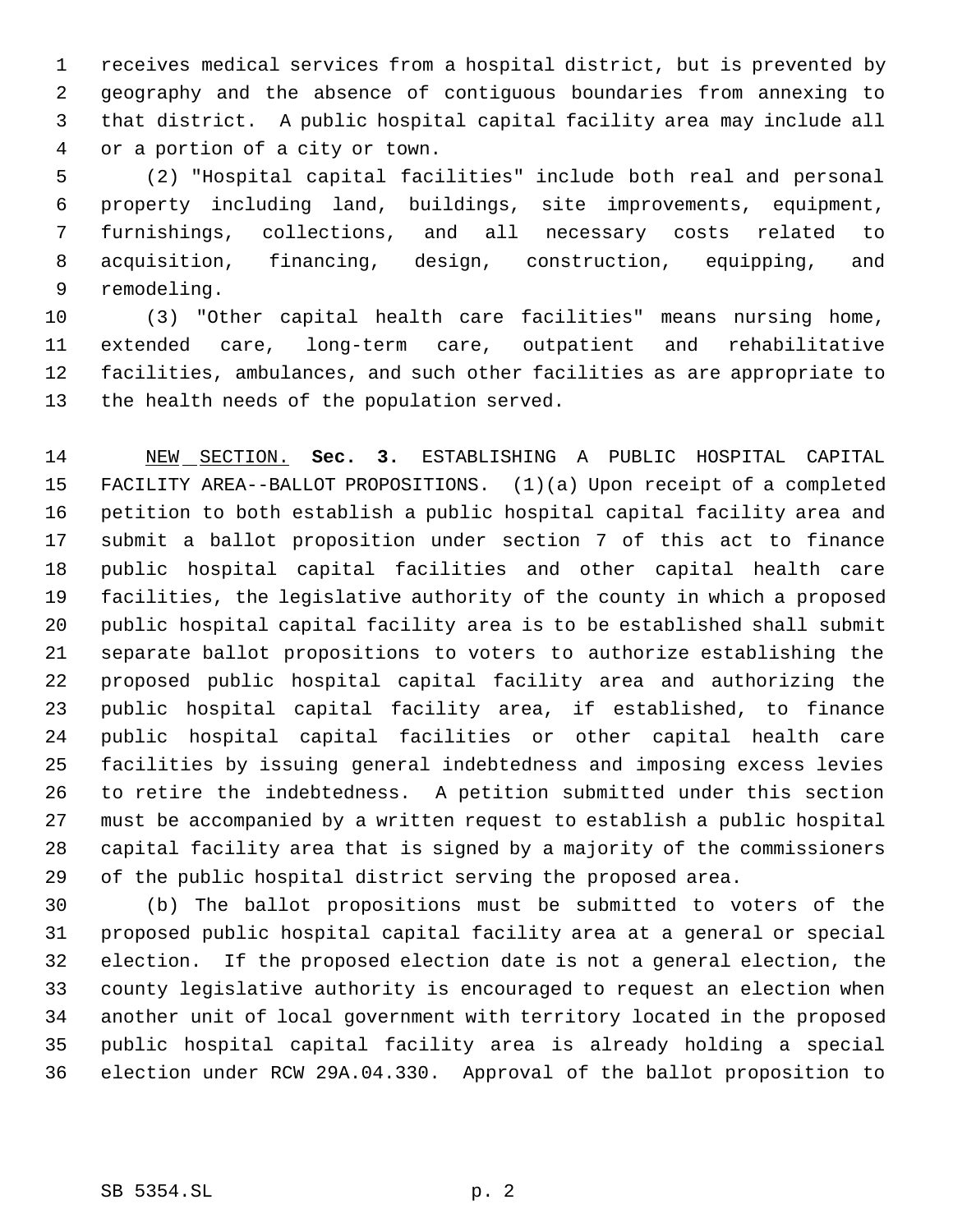receives medical services from a hospital district, but is prevented by geography and the absence of contiguous boundaries from annexing to that district. A public hospital capital facility area may include all or a portion of a city or town.

(2) "Hospital capital facilities" include both real and personal property including land, buildings, site improvements, equipment, furnishings, collections, and all necessary costs related to acquisition, financing, design, construction, equipping, and remodeling.

(3) "Other capital health care facilities" means nursing home, extended care, long-term care, outpatient and rehabilitative facilities, ambulances, and such other facilities as are appropriate to the health needs of the population served.

NEW SECTION. **Sec. 3.** ESTABLISHING A PUBLIC HOSPITAL CAPITAL FACILITY AREA--BALLOT PROPOSITIONS. (1)(a) Upon receipt of a completed petition to both establish a public hospital capital facility area and submit a ballot proposition under section 7 of this act to finance public hospital capital facilities and other capital health care facilities, the legislative authority of the county in which a proposed public hospital capital facility area is to be established shall submit separate ballot propositions to voters to authorize establishing the proposed public hospital capital facility area and authorizing the public hospital capital facility area, if established, to finance public hospital capital facilities or other capital health care facilities by issuing general indebtedness and imposing excess levies to retire the indebtedness. A petition submitted under this section must be accompanied by a written request to establish a public hospital capital facility area that is signed by a majority of the commissioners of the public hospital district serving the proposed area.

(b) The ballot propositions must be submitted to voters of the proposed public hospital capital facility area at a general or special election. If the proposed election date is not a general election, the county legislative authority is encouraged to request an election when another unit of local government with territory located in the proposed public hospital capital facility area is already holding a special election under RCW 29A.04.330. Approval of the ballot proposition to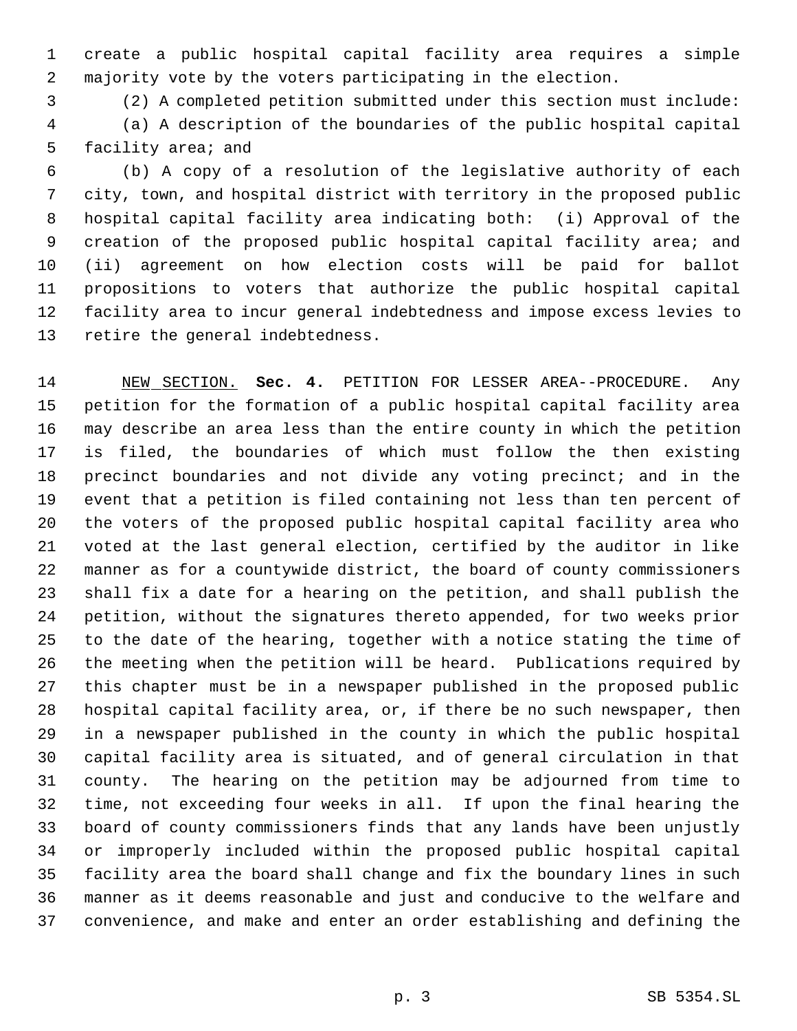create a public hospital capital facility area requires a simple majority vote by the voters participating in the election.

(2) A completed petition submitted under this section must include:

(a) A description of the boundaries of the public hospital capital facility area; and

(b) A copy of a resolution of the legislative authority of each city, town, and hospital district with territory in the proposed public hospital capital facility area indicating both: (i) Approval of the creation of the proposed public hospital capital facility area; and (ii) agreement on how election costs will be paid for ballot propositions to voters that authorize the public hospital capital facility area to incur general indebtedness and impose excess levies to retire the general indebtedness.

NEW SECTION. **Sec. 4.** PETITION FOR LESSER AREA--PROCEDURE. Any petition for the formation of a public hospital capital facility area may describe an area less than the entire county in which the petition is filed, the boundaries of which must follow the then existing precinct boundaries and not divide any voting precinct; and in the event that a petition is filed containing not less than ten percent of the voters of the proposed public hospital capital facility area who voted at the last general election, certified by the auditor in like manner as for a countywide district, the board of county commissioners shall fix a date for a hearing on the petition, and shall publish the petition, without the signatures thereto appended, for two weeks prior to the date of the hearing, together with a notice stating the time of the meeting when the petition will be heard. Publications required by this chapter must be in a newspaper published in the proposed public hospital capital facility area, or, if there be no such newspaper, then in a newspaper published in the county in which the public hospital capital facility area is situated, and of general circulation in that county. The hearing on the petition may be adjourned from time to time, not exceeding four weeks in all. If upon the final hearing the board of county commissioners finds that any lands have been unjustly or improperly included within the proposed public hospital capital facility area the board shall change and fix the boundary lines in such manner as it deems reasonable and just and conducive to the welfare and convenience, and make and enter an order establishing and defining the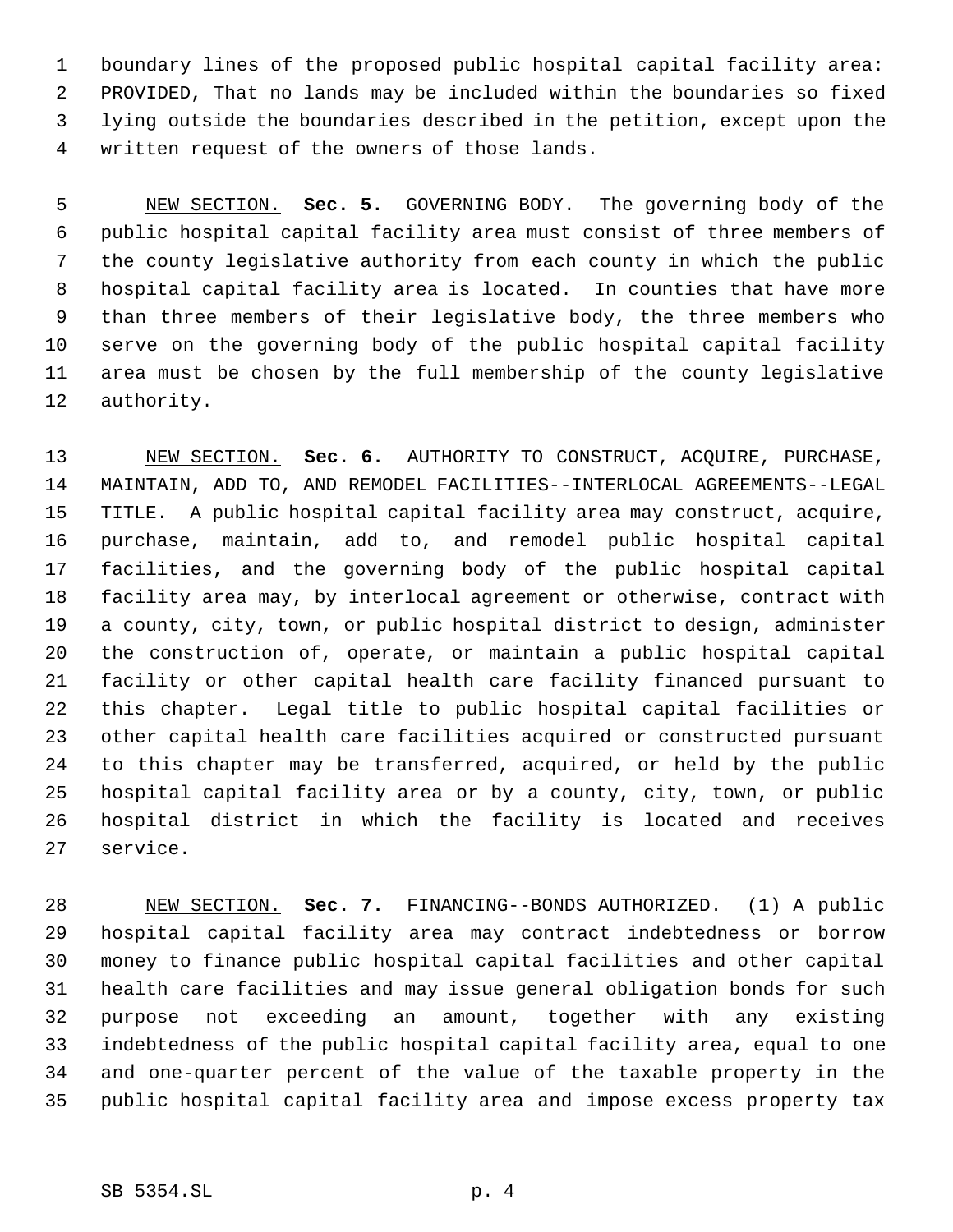boundary lines of the proposed public hospital capital facility area: PROVIDED, That no lands may be included within the boundaries so fixed lying outside the boundaries described in the petition, except upon the written request of the owners of those lands.

NEW SECTION. **Sec. 5.** GOVERNING BODY. The governing body of the public hospital capital facility area must consist of three members of the county legislative authority from each county in which the public hospital capital facility area is located. In counties that have more than three members of their legislative body, the three members who serve on the governing body of the public hospital capital facility area must be chosen by the full membership of the county legislative authority.

NEW SECTION. **Sec. 6.** AUTHORITY TO CONSTRUCT, ACQUIRE, PURCHASE, MAINTAIN, ADD TO, AND REMODEL FACILITIES--INTERLOCAL AGREEMENTS--LEGAL TITLE. A public hospital capital facility area may construct, acquire, purchase, maintain, add to, and remodel public hospital capital facilities, and the governing body of the public hospital capital facility area may, by interlocal agreement or otherwise, contract with a county, city, town, or public hospital district to design, administer the construction of, operate, or maintain a public hospital capital facility or other capital health care facility financed pursuant to this chapter. Legal title to public hospital capital facilities or other capital health care facilities acquired or constructed pursuant to this chapter may be transferred, acquired, or held by the public hospital capital facility area or by a county, city, town, or public hospital district in which the facility is located and receives service.

NEW SECTION. **Sec. 7.** FINANCING--BONDS AUTHORIZED. (1) A public hospital capital facility area may contract indebtedness or borrow money to finance public hospital capital facilities and other capital health care facilities and may issue general obligation bonds for such purpose not exceeding an amount, together with any existing indebtedness of the public hospital capital facility area, equal to one and one-quarter percent of the value of the taxable property in the public hospital capital facility area and impose excess property tax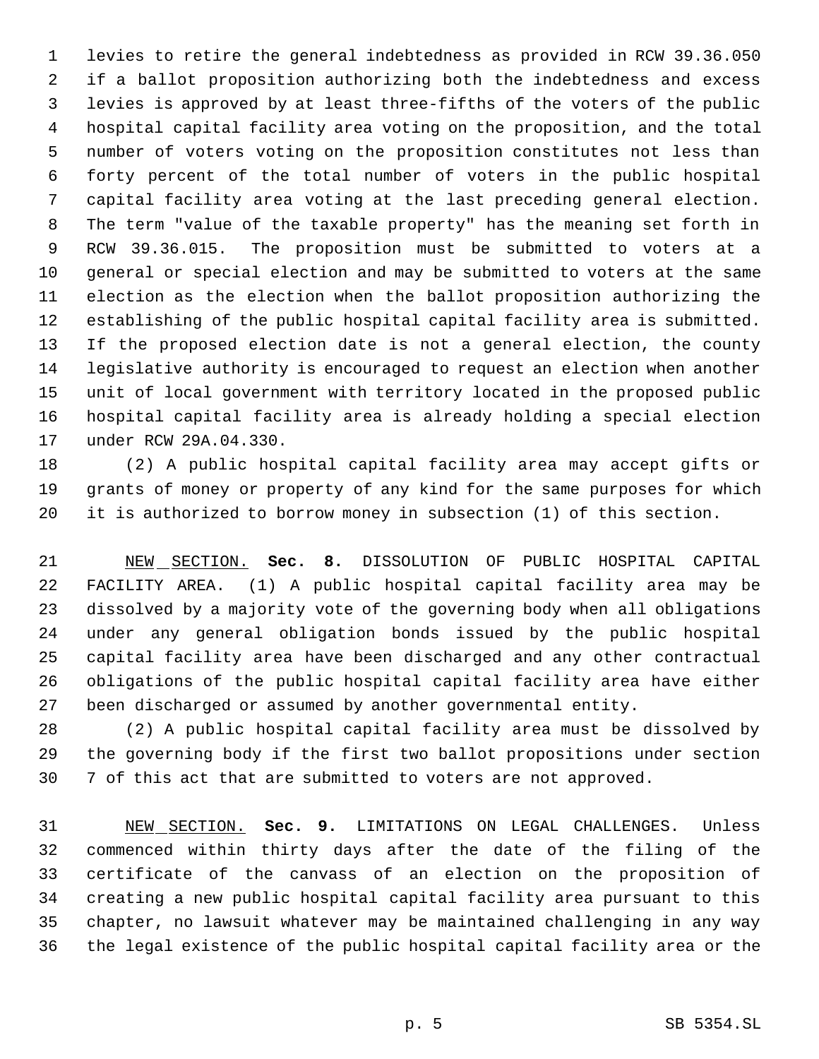levies to retire the general indebtedness as provided in RCW 39.36.050 if a ballot proposition authorizing both the indebtedness and excess levies is approved by at least three-fifths of the voters of the public hospital capital facility area voting on the proposition, and the total number of voters voting on the proposition constitutes not less than forty percent of the total number of voters in the public hospital capital facility area voting at the last preceding general election. The term "value of the taxable property" has the meaning set forth in RCW 39.36.015. The proposition must be submitted to voters at a general or special election and may be submitted to voters at the same election as the election when the ballot proposition authorizing the establishing of the public hospital capital facility area is submitted. If the proposed election date is not a general election, the county legislative authority is encouraged to request an election when another unit of local government with territory located in the proposed public hospital capital facility area is already holding a special election under RCW 29A.04.330.

(2) A public hospital capital facility area may accept gifts or grants of money or property of any kind for the same purposes for which it is authorized to borrow money in subsection (1) of this section.

NEW SECTION. **Sec. 8.** DISSOLUTION OF PUBLIC HOSPITAL CAPITAL FACILITY AREA. (1) A public hospital capital facility area may be dissolved by a majority vote of the governing body when all obligations under any general obligation bonds issued by the public hospital capital facility area have been discharged and any other contractual obligations of the public hospital capital facility area have either been discharged or assumed by another governmental entity.

(2) A public hospital capital facility area must be dissolved by the governing body if the first two ballot propositions under section 7 of this act that are submitted to voters are not approved.

NEW SECTION. **Sec. 9.** LIMITATIONS ON LEGAL CHALLENGES. Unless commenced within thirty days after the date of the filing of the certificate of the canvass of an election on the proposition of creating a new public hospital capital facility area pursuant to this chapter, no lawsuit whatever may be maintained challenging in any way the legal existence of the public hospital capital facility area or the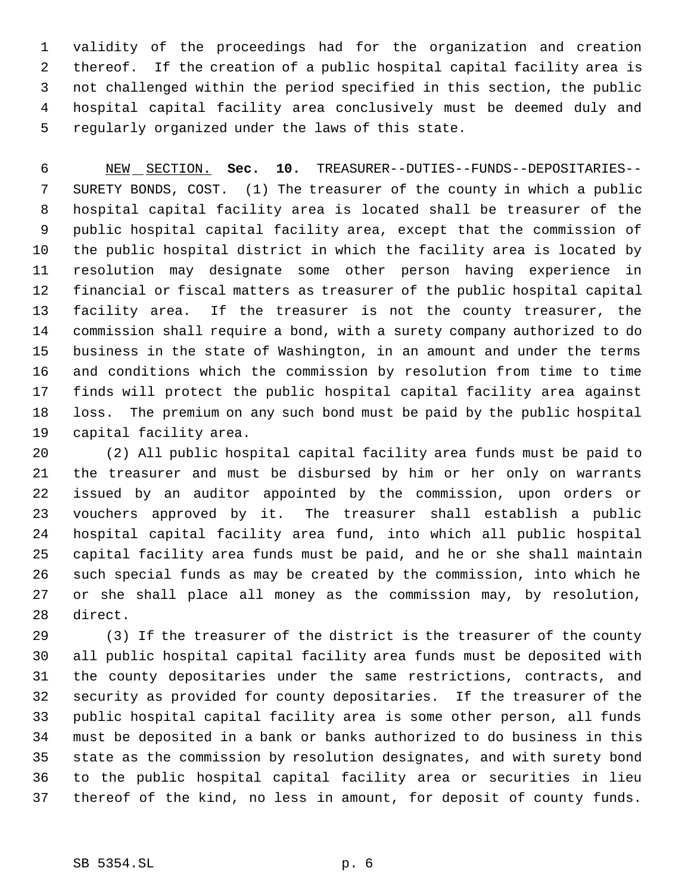validity of the proceedings had for the organization and creation thereof. If the creation of a public hospital capital facility area is not challenged within the period specified in this section, the public hospital capital facility area conclusively must be deemed duly and regularly organized under the laws of this state.

NEW SECTION. **Sec. 10.** TREASURER--DUTIES--FUNDS--DEPOSITARIES--SURETY BONDS, COST. (1) The treasurer of the county in which a public hospital capital facility area is located shall be treasurer of the public hospital capital facility area, except that the commission of the public hospital district in which the facility area is located by resolution may designate some other person having experience in financial or fiscal matters as treasurer of the public hospital capital facility area. If the treasurer is not the county treasurer, the commission shall require a bond, with a surety company authorized to do business in the state of Washington, in an amount and under the terms and conditions which the commission by resolution from time to time finds will protect the public hospital capital facility area against loss. The premium on any such bond must be paid by the public hospital capital facility area.

(2) All public hospital capital facility area funds must be paid to the treasurer and must be disbursed by him or her only on warrants issued by an auditor appointed by the commission, upon orders or vouchers approved by it. The treasurer shall establish a public hospital capital facility area fund, into which all public hospital capital facility area funds must be paid, and he or she shall maintain such special funds as may be created by the commission, into which he or she shall place all money as the commission may, by resolution, direct.

(3) If the treasurer of the district is the treasurer of the county all public hospital capital facility area funds must be deposited with the county depositaries under the same restrictions, contracts, and security as provided for county depositaries. If the treasurer of the public hospital capital facility area is some other person, all funds must be deposited in a bank or banks authorized to do business in this state as the commission by resolution designates, and with surety bond to the public hospital capital facility area or securities in lieu thereof of the kind, no less in amount, for deposit of county funds.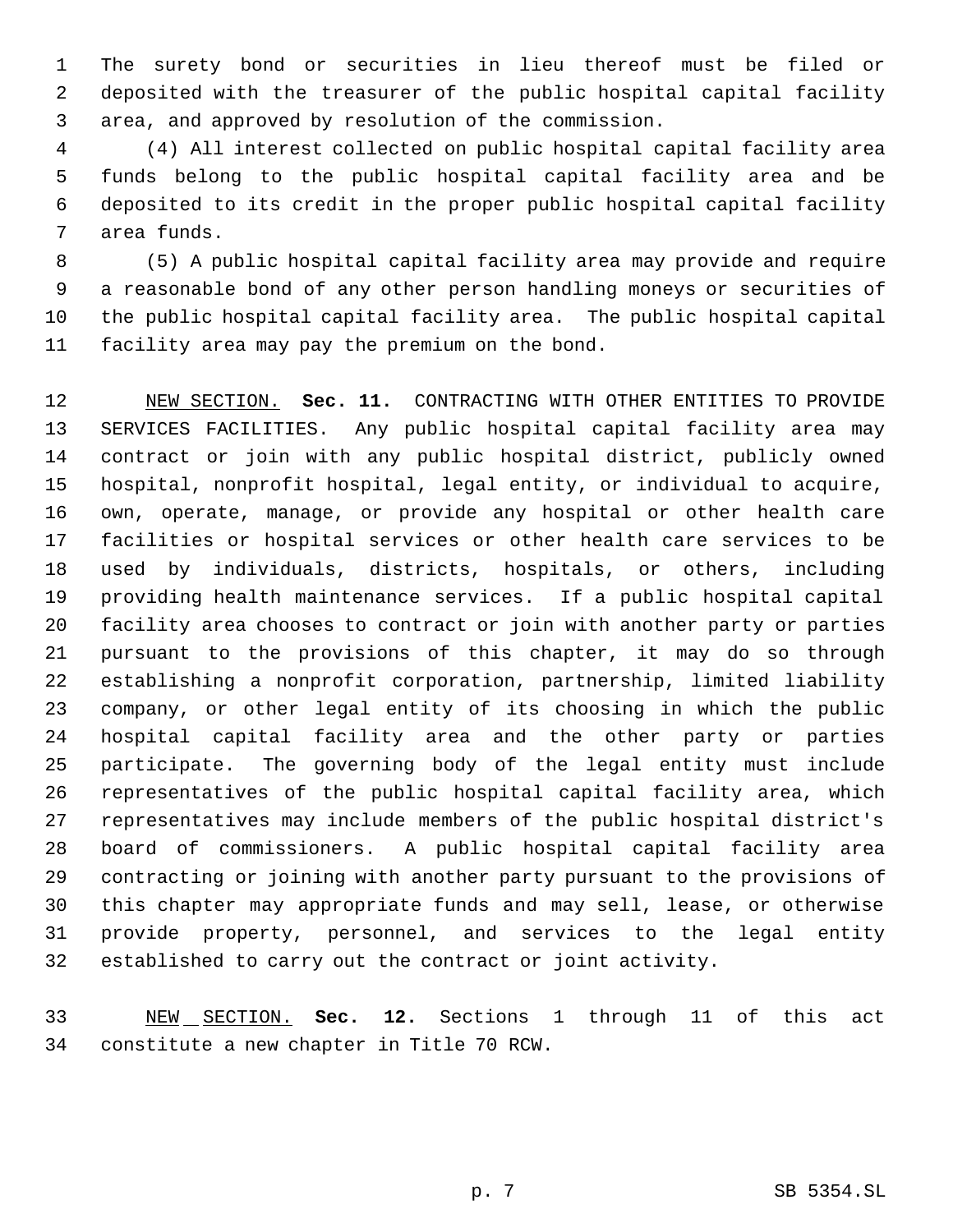The surety bond or securities in lieu thereof must be filed or deposited with the treasurer of the public hospital capital facility area, and approved by resolution of the commission.

(4) All interest collected on public hospital capital facility area funds belong to the public hospital capital facility area and be deposited to its credit in the proper public hospital capital facility area funds.

(5) A public hospital capital facility area may provide and require a reasonable bond of any other person handling moneys or securities of the public hospital capital facility area. The public hospital capital facility area may pay the premium on the bond.

NEW SECTION. **Sec. 11.** CONTRACTING WITH OTHER ENTITIES TO PROVIDE SERVICES FACILITIES. Any public hospital capital facility area may contract or join with any public hospital district, publicly owned hospital, nonprofit hospital, legal entity, or individual to acquire, own, operate, manage, or provide any hospital or other health care facilities or hospital services or other health care services to be used by individuals, districts, hospitals, or others, including providing health maintenance services. If a public hospital capital facility area chooses to contract or join with another party or parties pursuant to the provisions of this chapter, it may do so through establishing a nonprofit corporation, partnership, limited liability company, or other legal entity of its choosing in which the public hospital capital facility area and the other party or parties participate. The governing body of the legal entity must include representatives of the public hospital capital facility area, which representatives may include members of the public hospital district's board of commissioners. A public hospital capital facility area contracting or joining with another party pursuant to the provisions of this chapter may appropriate funds and may sell, lease, or otherwise provide property, personnel, and services to the legal entity established to carry out the contract or joint activity.

NEW SECTION. **Sec. 12.** Sections 1 through 11 of this act constitute a new chapter in Title 70 RCW.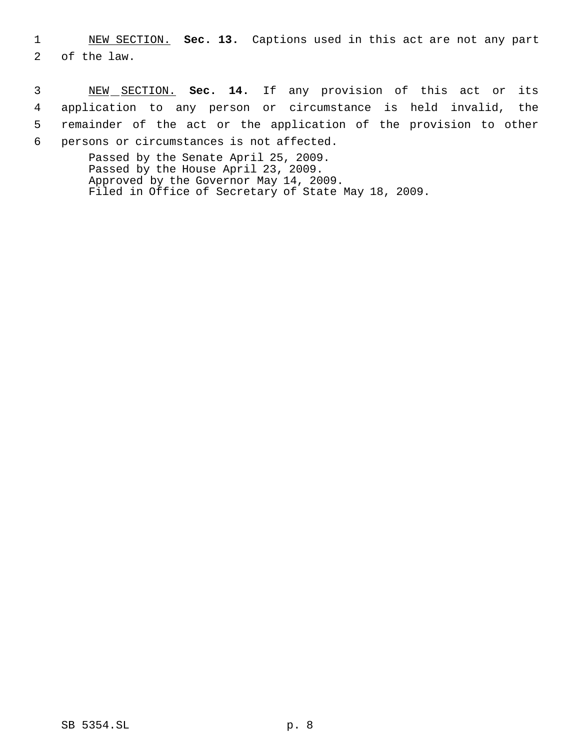NEW SECTION. **Sec. 13.** Captions used in this act are not any part of the law.

NEW SECTION. **Sec. 14.** If any provision of this act or its application to any person or circumstance is held invalid, the remainder of the act or the application of the provision to other persons or circumstances is not affected.

Passed by the Senate April 25, 2009.
Passed by the House April 23, 2009.
Approved by the Governor May 14, 2009.
Filed in Office of Secretary of State May 18, 2009.